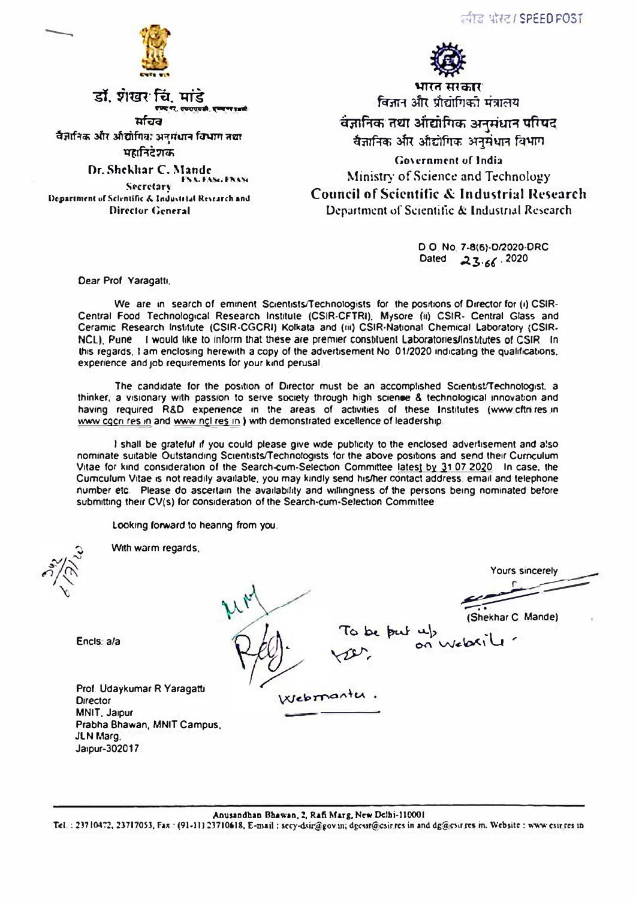स्पीड पोस्ट / SPEED POST

डॉ. शेखर चि. मांडे

सचिव
वैज्ञानिक और औद्योगिक अनुसंधान विभाग तथा
महानिदेशक

**Dr. Shekhar C. Mande** FNA, FASc, FNASc
Secretary
Department of Scientific & Industrial Research and
Director General

भारत सरकार
विज्ञान और प्रौद्योगिकी मंत्रालय
वैज्ञानिक तथा औद्योगिक अनुसंधान परिषद
वैज्ञानिक और औद्योगिक अनुसंधान विभाग

Government of India
Ministry of Science and Technology
**Council of Scientific & Industrial Research**
Department of Scientific & Industrial Research

D.O. No. 7-8(6)-D/2020-DRC
Dated 23.06.2020

Dear Prof. Yaragatti,

We are in search of eminent Scientists/Technologists for the positions of Director for (i) CSIR-Central Food Technological Research Institute (CSIR-CFTRI), Mysore (ii) CSIR- Central Glass and Ceramic Research Institute (CSIR-CGCRI) Kolkata and (iii) CSIR-National Chemical Laboratory (CSIR-NCL), Pune. I would like to inform that these are premier constituent Laboratories/Institutes of CSIR. In this regards, I am enclosing herewith a copy of the advertisement No. 01/2020 indicating the qualifications, experience and job requirements for your kind perusal.

The candidate for the position of Director must be an accomplished Scientist/Technologist, a thinker, a visionary with passion to serve society through high science & technological innovation and having required R&D experience in the areas of activities of these Institutes (www.cftri.res.in www.cgcri.res.in and www.ncl.res.in) with demonstrated excellence of leadership.

I shall be grateful if you could please give wide publicity to the enclosed advertisement and also nominate suitable Outstanding Scientists/Technologists for the above positions and send their Curriculum Vitae for kind consideration of the Search-cum-Selection Committee latest by 31.07.2020. In case, the Curriculum Vitae is not readily available, you may kindly send his/her contact address, email and telephone number etc. Please do ascertain the availability and willingness of the persons being nominated before submitting their CV(s) for consideration of the Search-cum-Selection Committee.

Looking forward to hearing from you.

With warm regards,

Yours sincerely

(Shekhar C. Mande)

Encls: a/a

Prof. Udaykumar R Yaragatti
Director
MNIT, Jaipur
Prabha Bhawan, MNIT Campus,
JLN Marg,
Jaipur-302017

To be put up on website.
Webmaster.

Anusandhan Bhawan, 2, Rafi Marg, New Delhi-110001
Tel.: 23710472, 23717053, Fax : (91-11) 23710618, E-mail : secy-dsir@gov.in; dgcsir@csir.res.in and dg@csir.res.in, Website : www.csir.res.in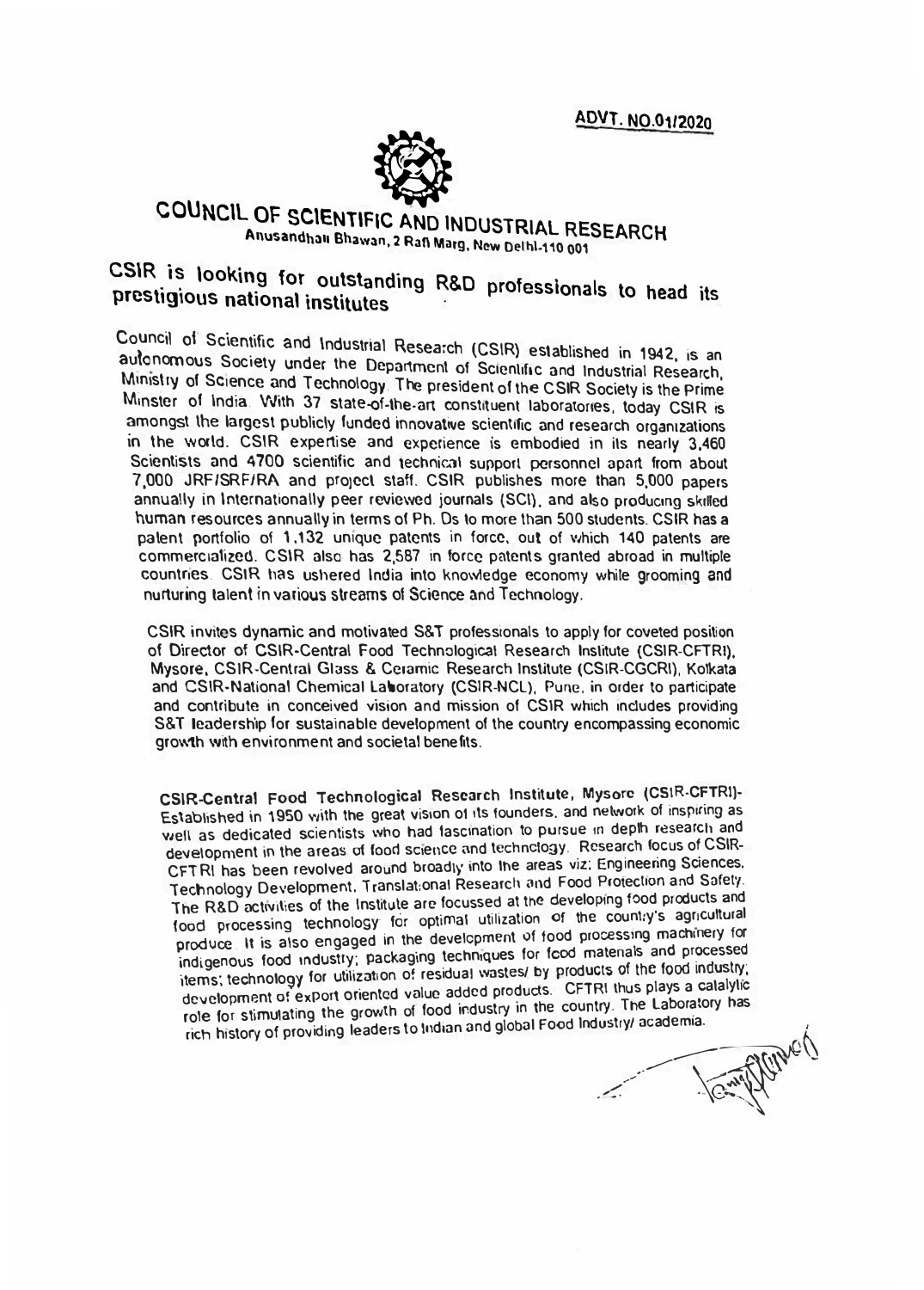**ADVT. NO.01/2020**

# COUNCIL OF SCIENTIFIC AND INDUSTRIAL RESEARCH

Anusandhan Bhawan, 2 Rafi Marg, New Delhi-110 001

## CSIR is looking for outstanding R&D professionals to head its prestigious national institutes

Council of Scientific and Industrial Research (CSIR) established in 1942, is an autonomous Society under the Department of Scientific and Industrial Research, Ministry of Science and Technology. The president of the CSIR Society is the Prime Minster of India. With 37 state-of-the-art constituent laboratories, today CSIR is amongst the largest publicly funded innovative scientific and research organizations in the world. CSIR expertise and experience is embodied in its nearly 3,460 Scientists and 4700 scientific and technical support personnel apart from about 7,000 JRF/SRF/RA and project staff. CSIR publishes more than 5,000 papers annually in Internationally peer reviewed journals (SCI), and also producing skilled human resources annually in terms of Ph. Ds to more than 500 students. CSIR has a patent portfolio of 1,132 unique patents in force, out of which 140 patents are commercialized. CSIR also has 2,587 in force patents granted abroad in multiple countries. CSIR has ushered India into knowledge economy while grooming and nurturing talent in various streams of Science and Technology.

CSIR invites dynamic and motivated S&T professionals to apply for coveted position of Director of CSIR-Central Food Technological Research Institute (CSIR-CFTRI), Mysore, CSIR-Central Glass & Ceramic Research Institute (CSIR-CGCRI), Kolkata and CSIR-National Chemical Laboratory (CSIR-NCL), Pune, in order to participate and contribute in conceived vision and mission of CSIR which includes providing S&T leadership for sustainable development of the country encompassing economic growth with environment and societal benefits.

**CSIR-Central Food Technological Research Institute, Mysore (CSIR-CFTRI)**- Established in 1950 with the great vision of its founders, and network of inspiring as well as dedicated scientists who had fascination to pursue in depth research and development in the areas of food science and technology. Research focus of CSIR-CFTRI has been revolved around broadly into the areas viz; Engineering Sciences, Technology Development, Translational Research and Food Protection and Safety. The R&D activities of the Institute are focussed at the developing food products and food processing technology for optimal utilization of the country's agricultural produce. It is also engaged in the development of food processing machinery for indigenous food industry; packaging techniques for food materials and processed items; technology for utilization of residual wastes/ by products of the food industry; development of export oriented value added products. CFTRI thus plays a catalytic role for stimulating the growth of food industry in the country. The Laboratory has rich history of providing leaders to Indian and global Food Industry/ academia.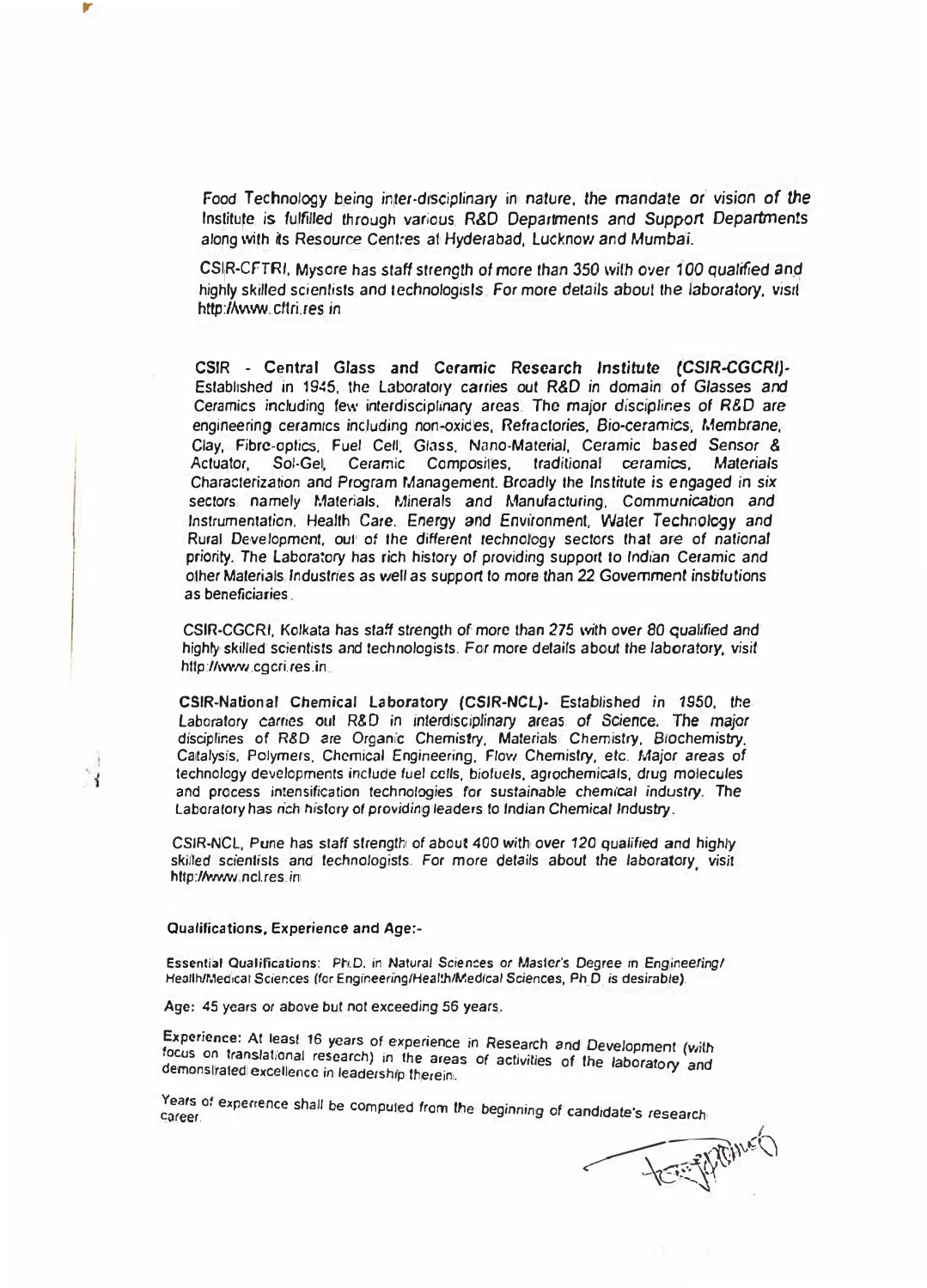Food Technology being inter-disciplinary in nature, the mandate or vision of the Institute is fulfilled through various R&D Departments and Support Departments along with its Resource Centres at Hyderabad, Lucknow and Mumbai.

CSIR-CFTRI, Mysore has staff strength of more than 350 with over 100 qualified and highly skilled scientists and technologists. For more details about the laboratory, visit http://www.cftri.res.in

**CSIR - Central Glass and Ceramic Research Institute (CSIR-CGCRI)**- Established in 1945, the Laboratory carries out R&D in domain of Glasses and Ceramics including few interdisciplinary areas. The major disciplines of R&D are engineering ceramics including non-oxides, Refractories, Bio-ceramics, Membrane, Clay, Fibre-optics, Fuel Cell, Glass, Nano-Material, Ceramic based Sensor & Actuator, Sol-Gel, Ceramic Composites, traditional ceramics, Materials Characterization and Program Management. Broadly the Institute is engaged in six sectors namely Materials, Minerals and Manufacturing, Communication and Instrumentation, Health Care, Energy and Environment, Water Technology and Rural Development, out of the different technology sectors that are of national priority. The Laboratory has rich history of providing support to Indian Ceramic and other Materials Industries as well as support to more than 22 Government institutions as beneficiaries.

CSIR-CGCRI, Kolkata has staff strength of more than 275 with over 80 qualified and highly skilled scientists and technologists. For more details about the laboratory, visit http://www.cgcri.res.in

**CSIR-National Chemical Laboratory (CSIR-NCL)**- Established in 1950, the Laboratory carries out R&D in interdisciplinary areas of Science. The major disciplines of R&D are Organic Chemistry, Materials Chemistry, Biochemistry, Catalysis, Polymers, Chemical Engineering, Flow Chemistry, etc. Major areas of technology developments include fuel cells, biofuels, agrochemicals, drug molecules and process intensification technologies for sustainable chemical industry. The Laboratory has rich history of providing leaders to Indian Chemical Industry.

CSIR-NCL, Pune has staff strength of about 400 with over 120 qualified and highly skilled scientists and technologists. For more details about the laboratory, visit http://www.ncl.res.in

**Qualifications, Experience and Age:-**

**Essential Qualifications:** Ph.D. in Natural Sciences or Master's Degree in Engineering/ Health/Medical Sciences (for Engineering/Health/Medical Sciences, Ph.D. is desirable).

**Age:** 45 years or above but not exceeding 56 years.

**Experience:** At least 16 years of experience in Research and Development (with focus on translational research) in the areas of activities of the laboratory and demonstrated excellence in leadership therein.

Years of experience shall be computed from the beginning of candidate's research career.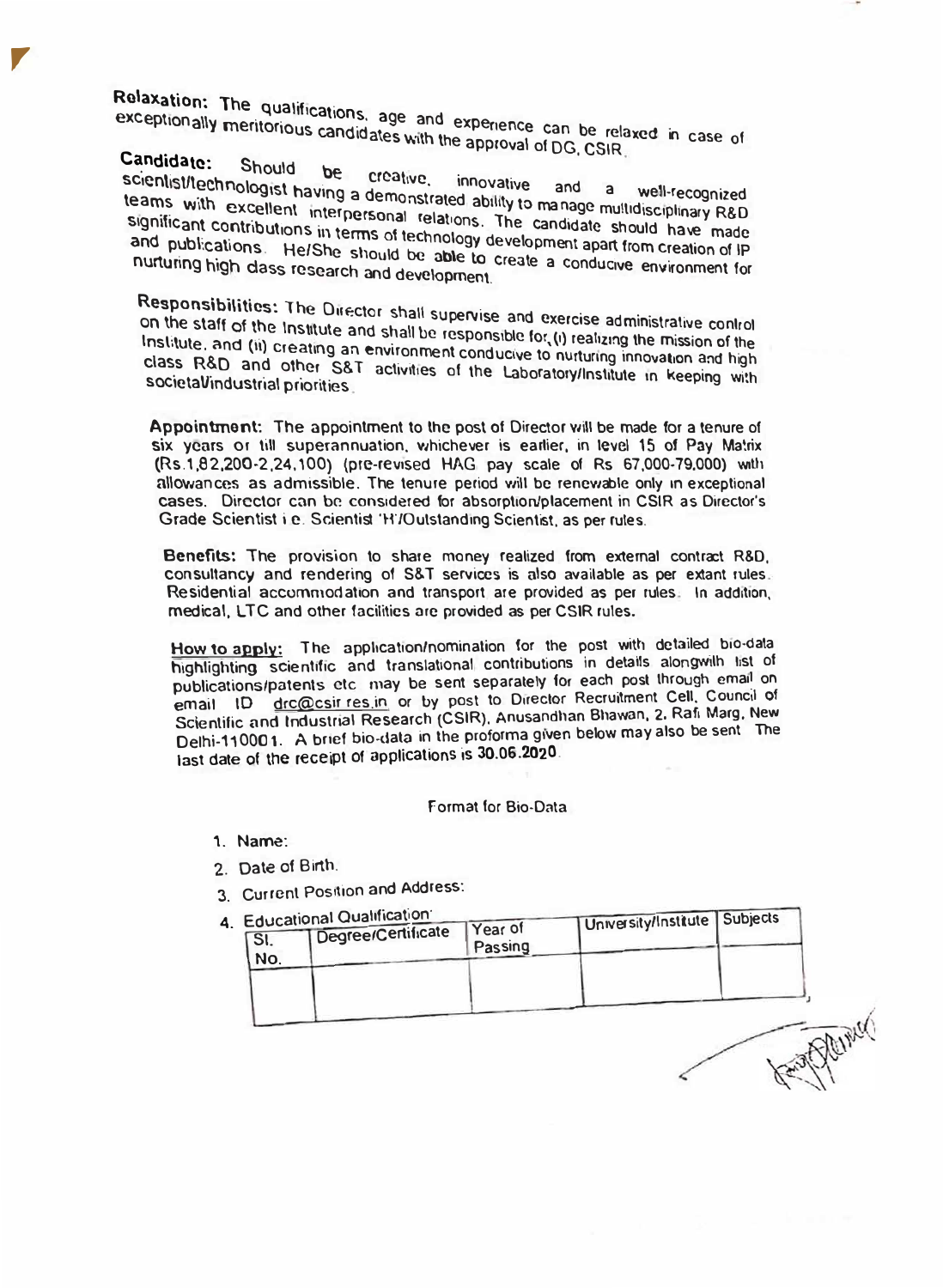**Relaxation:** The qualifications, age and experience can be relaxed in case of exceptionally meritorious candidates with the approval of DG, CSIR.

**Candidate:** Should be creative, innovative and a well-recognized scientist/technologist having a demonstrated ability to manage multidisciplinary R&D teams with excellent interpersonal relations. The candidate should have made significant contributions in terms of technology development apart from creation of IP and publications. He/She should be able to create a conducive environment for nurturing high class research and development.

**Responsibilities:** The Director shall supervise and exercise administrative control on the staff of the Institute and shall be responsible for, (i) realizing the mission of the Institute, and (ii) creating an environment conducive to nurturing innovation and high class R&D and other S&T activities of the Laboratory/Institute in keeping with societal/industrial priorities.

**Appointment:** The appointment to the post of Director will be made for a tenure of six years or till superannuation, whichever is earlier, in level 15 of Pay Matrix (Rs.1,82,200-2,24,100) (pre-revised HAG pay scale of Rs 67,000-79,000) with allowances as admissible. The tenure period will be renewable only in exceptional cases. Director can be considered for absorption/placement in CSIR as Director's Grade Scientist i.e. Scientist 'H'/Outstanding Scientist, as per rules.

**Benefits:** The provision to share money realized from external contract R&D, consultancy and rendering of S&T services is also available as per extant rules. Residential accommodation and transport are provided as per rules. In addition, medical, LTC and other facilities are provided as per CSIR rules.

**How to apply:** The application/nomination for the post with detailed bio-data highlighting scientific and translational contributions in details alongwith list of publications/patents etc may be sent separately for each post through email on email ID drc@csir.res.in or by post to Director Recruitment Cell, Council of Scientific and Industrial Research (CSIR), Anusandhan Bhawan, 2, Rafi Marg, New Delhi-110001. A brief bio-data in the proforma given below may also be sent. The last date of the receipt of applications is **30.06.2020**.

Format for Bio-Data

1. **Name:**
2. Date of Birth.
3. Current Position and Address:
4. Educational Qualification:

| Sl. No. | Degree/Certificate | Year of Passing | University/Institute | Subjects |
|---|---|---|---|---|
| | | | | |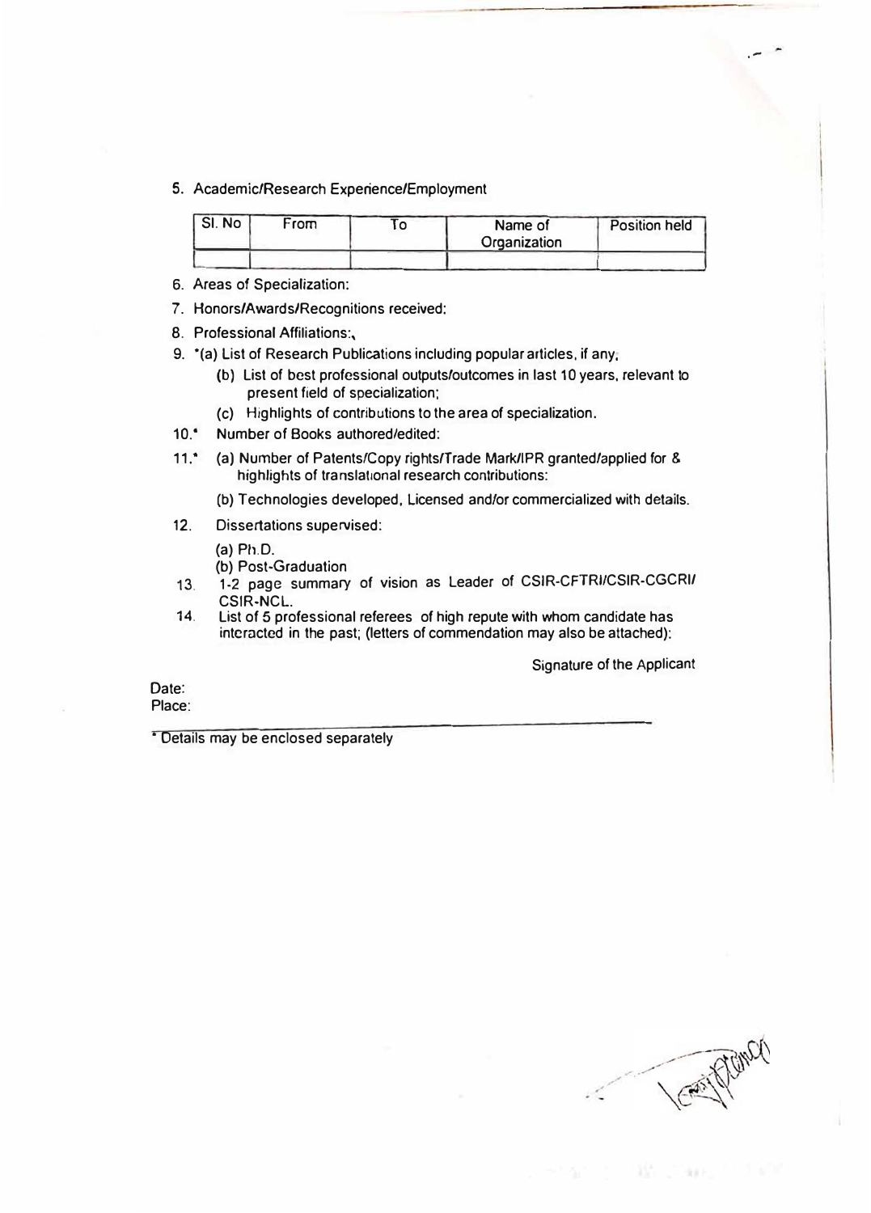5. Academic/Research Experience/Employment

| Sl. No | From | To | Name of Organization | Position held |
|---|---|---|---|---|
| | | | | |

6. Areas of Specialization:
7. Honors/Awards/Recognitions received:
8. Professional Affiliations:
9. *(a) List of Research Publications including popular articles, if any;
   - (b) List of best professional outputs/outcomes in last 10 years, relevant to present field of specialization;
   - (c) Highlights of contributions to the area of specialization.
10.* Number of Books authored/edited:
11.* (a) Number of Patents/Copy rights/Trade Mark/IPR granted/applied for & highlights of translational research contributions:
   - (b) Technologies developed, Licensed and/or commercialized with details.
12. Dissertations supervised:
   - (a) Ph.D.
   - (b) Post-Graduation
13. 1-2 page summary of vision as Leader of CSIR-CFTRI/CSIR-CGCRI/ CSIR-NCL.
14. List of 5 professional referees of high repute with whom candidate has interacted in the past; (letters of commendation may also be attached):

Signature of the Applicant

Date:
Place:

* Details may be enclosed separately